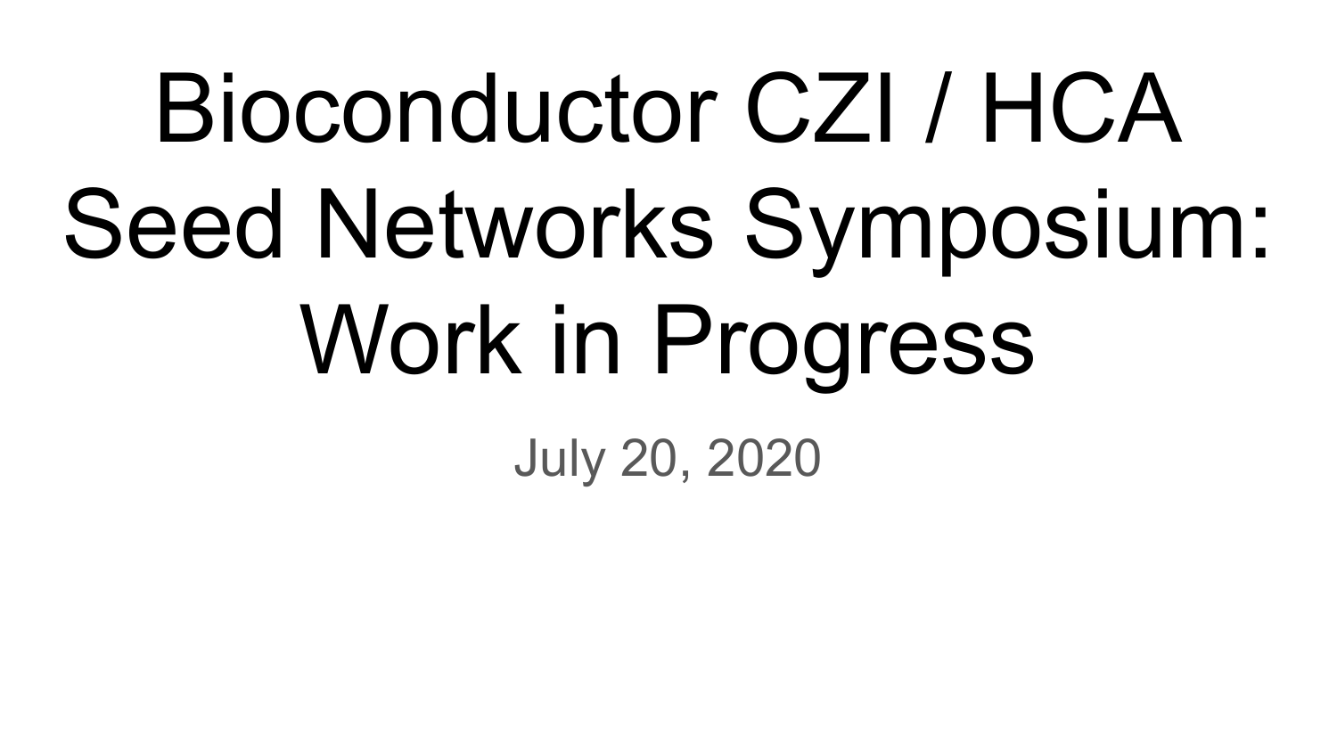# Bioconductor CZI / HCA Seed Networks Symposium: Work in Progress

July 20, 2020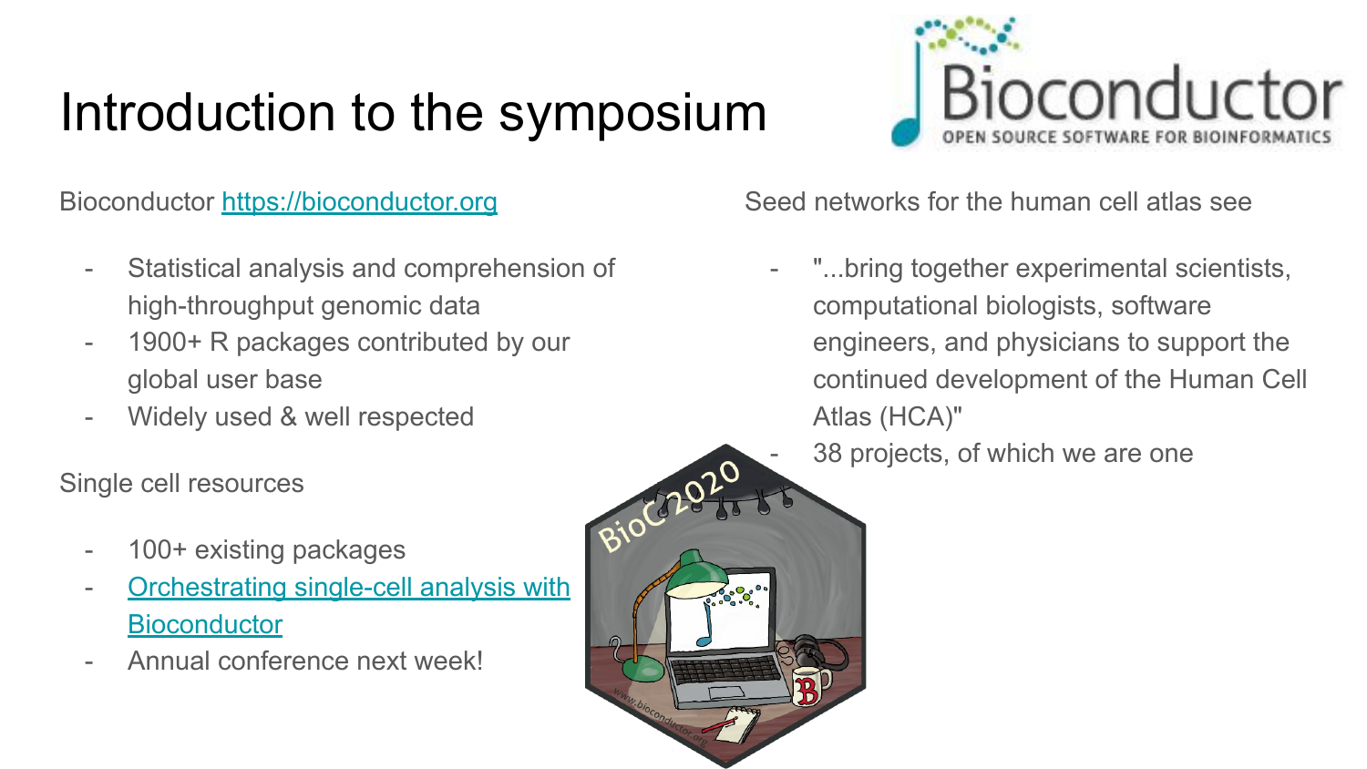# Introduction to the symposium

Bioconductor [https://bioconductor.org](https://bioconductor.org)

- Statistical analysis and comprehension of high-throughput genomic data
- 1900+ R packages contributed by our global user base
- Widely used & well respected

Single cell resources

- 100+ existing packages
- [Orchestrating single-cell analysis with Bioconductor]()
- Annual conference next week!

Seed networks for the human cell atlas see

- "...bring together experimental scientists, computational biologists, software engineers, and physicians to support the continued development of the Human Cell Atlas (HCA)"
- 38 projects, of which we are one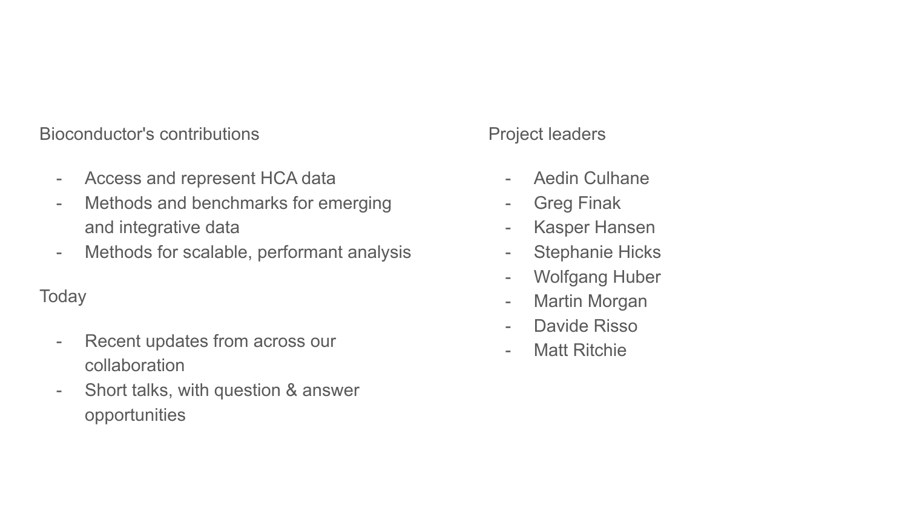Bioconductor's contributions

- Access and represent HCA data
- Methods and benchmarks for emerging and integrative data
- Methods for scalable, performant analysis

Today

- Recent updates from across our collaboration
- Short talks, with question & answer opportunities

Project leaders

- Aedin Culhane
- Greg Finak
- Kasper Hansen
- Stephanie Hicks
- Wolfgang Huber
- Martin Morgan
- Davide Risso
- Matt Ritchie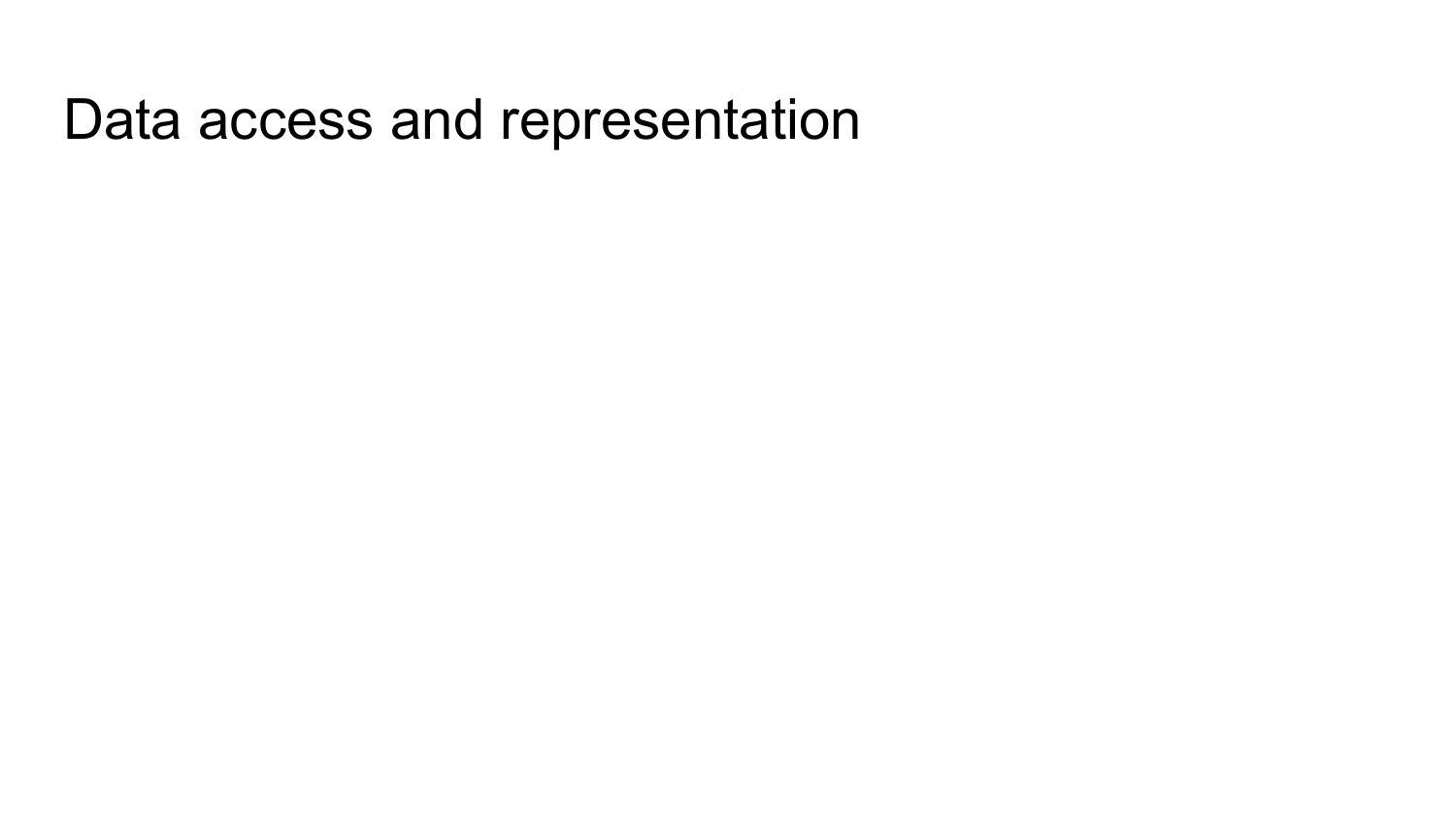# Data access and representation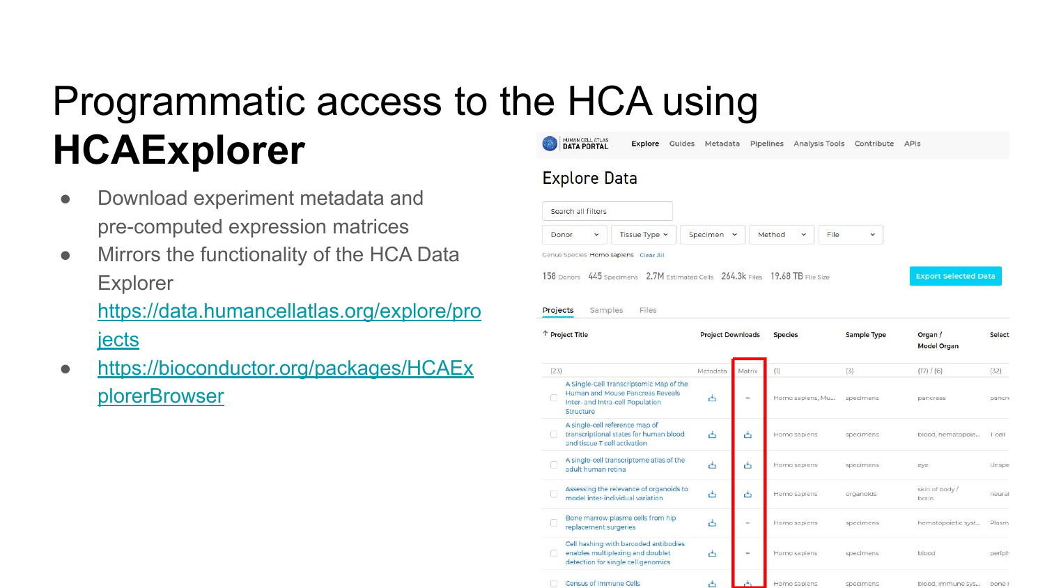# Programmatic access to the HCA using **HCAExplorer**

- Download experiment metadata and pre-computed expression matrices
- Mirrors the functionality of the HCA Data Explorer https://data.humancellatlas.org/explore/projects
- https://bioconductor.org/packages/HCAExplorerBrowser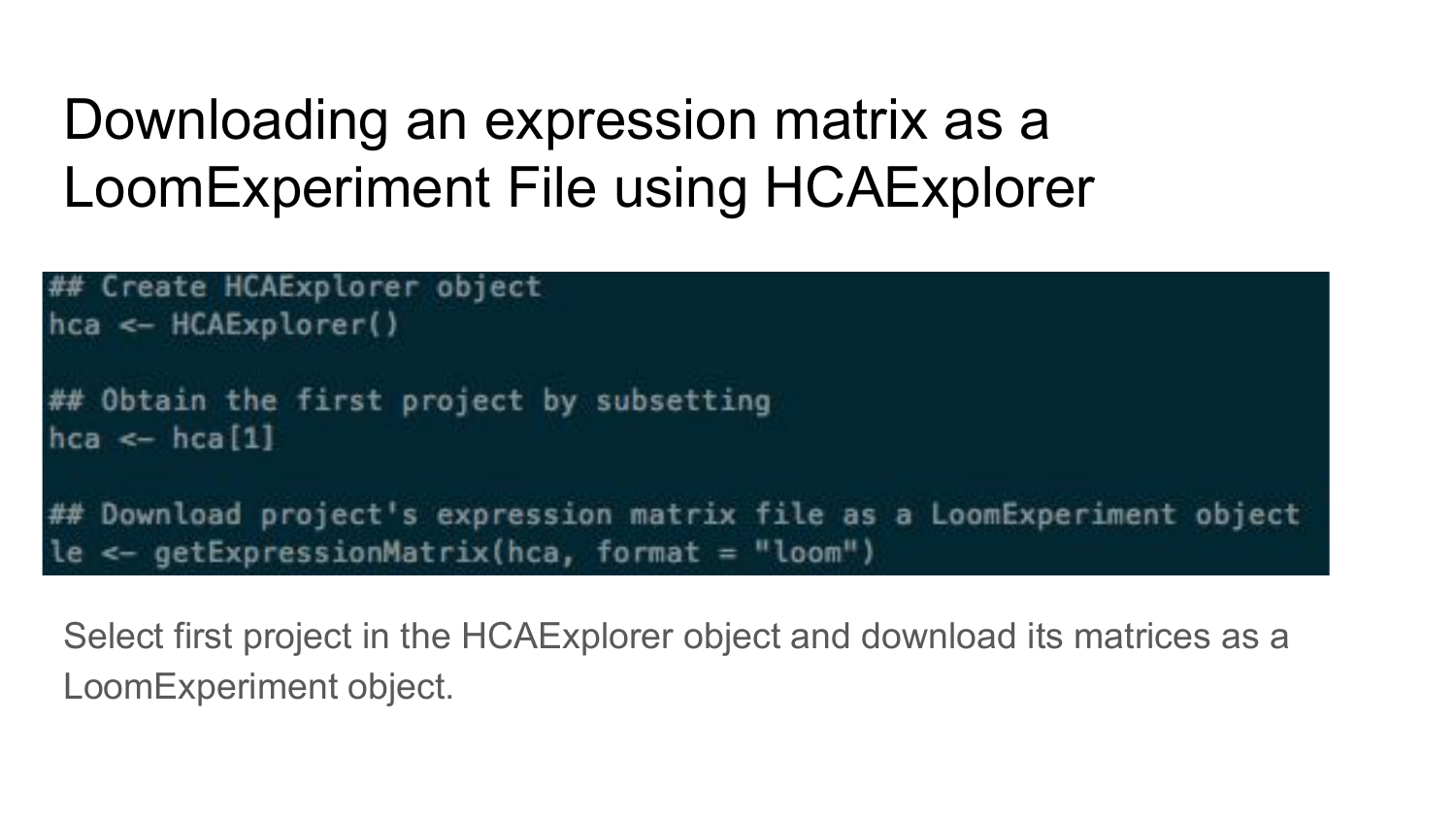# Downloading an expression matrix as a LoomExperiment File using HCAExplorer

```
## Create HCAExplorer object
hca <- HCAExplorer()

## Obtain the first project by subsetting
hca <- hca[1]

## Download project's expression matrix file as a LoomExperiment object
le <- getExpressionMatrix(hca, format = "loom")
```

Select first project in the HCAExplorer object and download its matrices as a LoomExperiment object.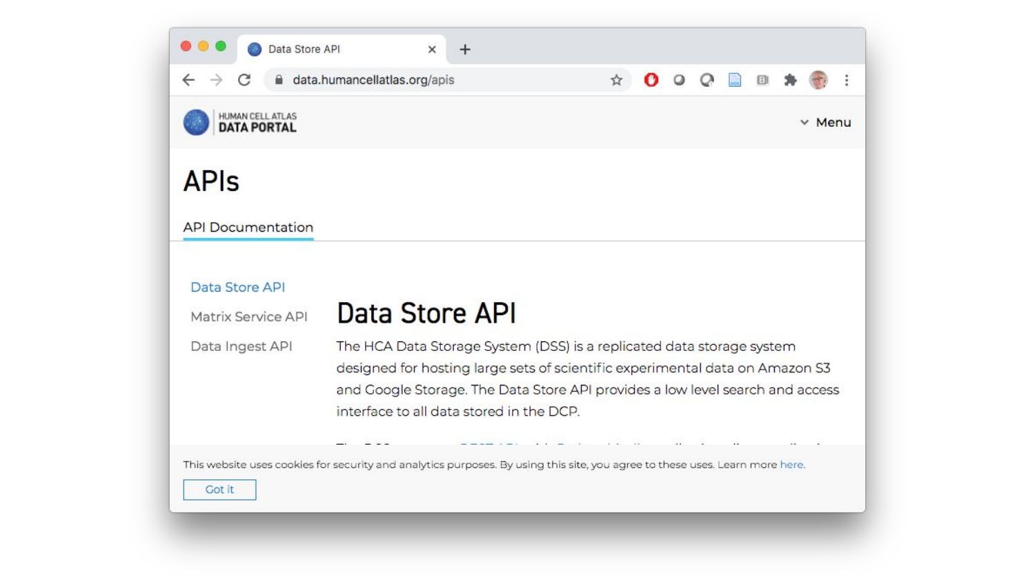Data Store API

data.humancellatlas.org/apis

HUMAN CELL ATLAS
DATA PORTAL

Menu

# APIs

API Documentation

- Data Store API
- Matrix Service API
- Data Ingest API

## Data Store API

The HCA Data Storage System (DSS) is a replicated data storage system designed for hosting large sets of scientific experimental data on Amazon S3 and Google Storage. The Data Store API provides a low level search and access interface to all data stored in the DCP.

This website uses cookies for security and analytics purposes. By using this site, you agree to these uses. Learn more here.

Got it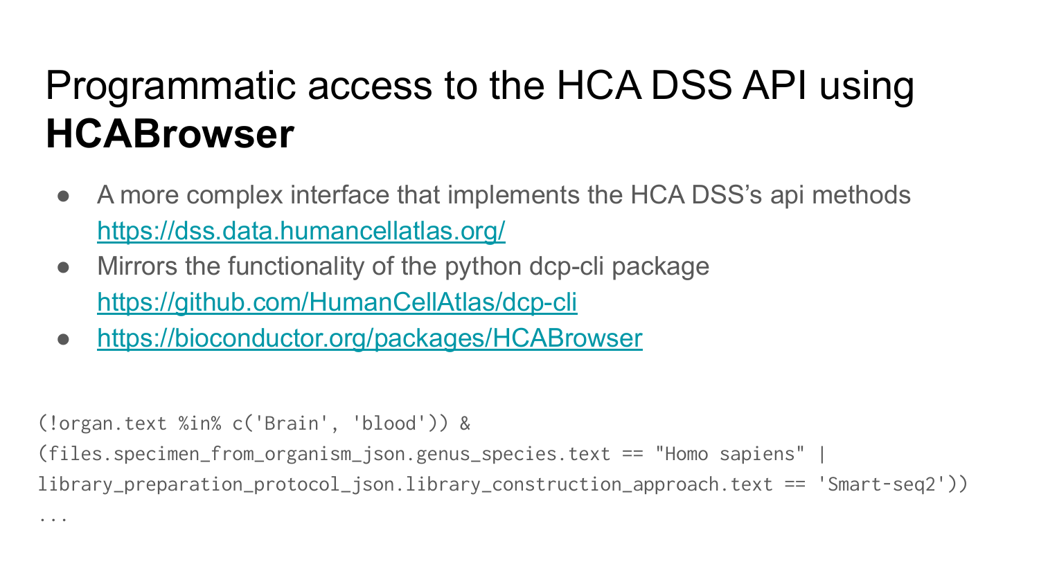# Programmatic access to the HCA DSS API using **HCABrowser**

- A more complex interface that implements the HCA DSS's api methods https://dss.data.humancellatlas.org/
- Mirrors the functionality of the python dcp-cli package https://github.com/HumanCellAtlas/dcp-cli
- https://bioconductor.org/packages/HCABrowser

```
(!organ.text %in% c('Brain', 'blood')) &
(files.specimen_from_organism_json.genus_species.text == "Homo sapiens" |
library_preparation_protocol_json.library_construction_approach.text == 'Smart-seq2'))
...
```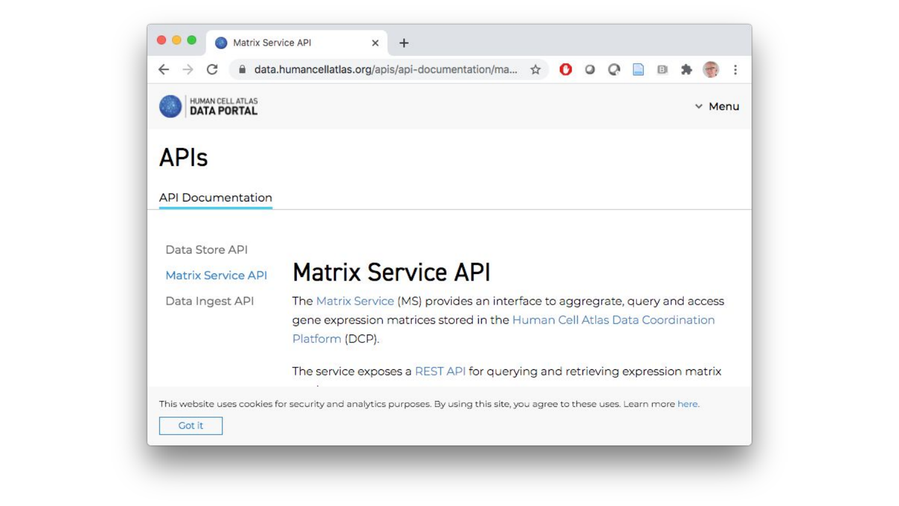HUMAN CELL ATLAS
DATA PORTAL

Menu

# APIs

API Documentation

- Data Store API
- Matrix Service API
- Data Ingest API

## Matrix Service API

The Matrix Service (MS) provides an interface to aggregrate, query and access gene expression matrices stored in the Human Cell Atlas Data Coordination Platform (DCP).

The service exposes a REST API for querying and retrieving expression matrix

This website uses cookies for security and analytics purposes. By using this site, you agree to these uses. Learn more here.

Got it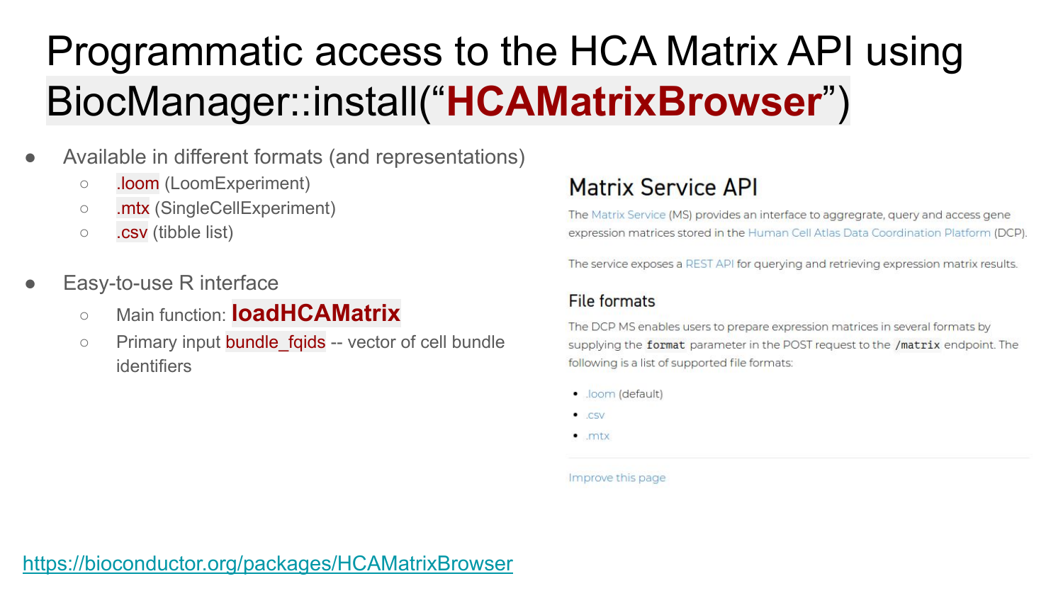# Programmatic access to the HCA Matrix API using BiocManager::install("**HCAMatrixBrowser**")

- Available in different formats (and representations)
  - .loom (LoomExperiment)
  - .mtx (SingleCellExperiment)
  - .csv (tibble list)
- Easy-to-use R interface
  - Main function: **loadHCAMatrix**
  - Primary input bundle_fqids -- vector of cell bundle identifiers

## Matrix Service API

The Matrix Service (MS) provides an interface to aggregate, query and access gene expression matrices stored in the Human Cell Atlas Data Coordination Platform (DCP).

The service exposes a REST API for querying and retrieving expression matrix results.

### File formats

The DCP MS enables users to prepare expression matrices in several formats by supplying the `format` parameter in the POST request to the `/matrix` endpoint. The following is a list of supported file formats:

- .loom (default)
- .csv
- .mtx

Improve this page

https://bioconductor.org/packages/HCAMatrixBrowser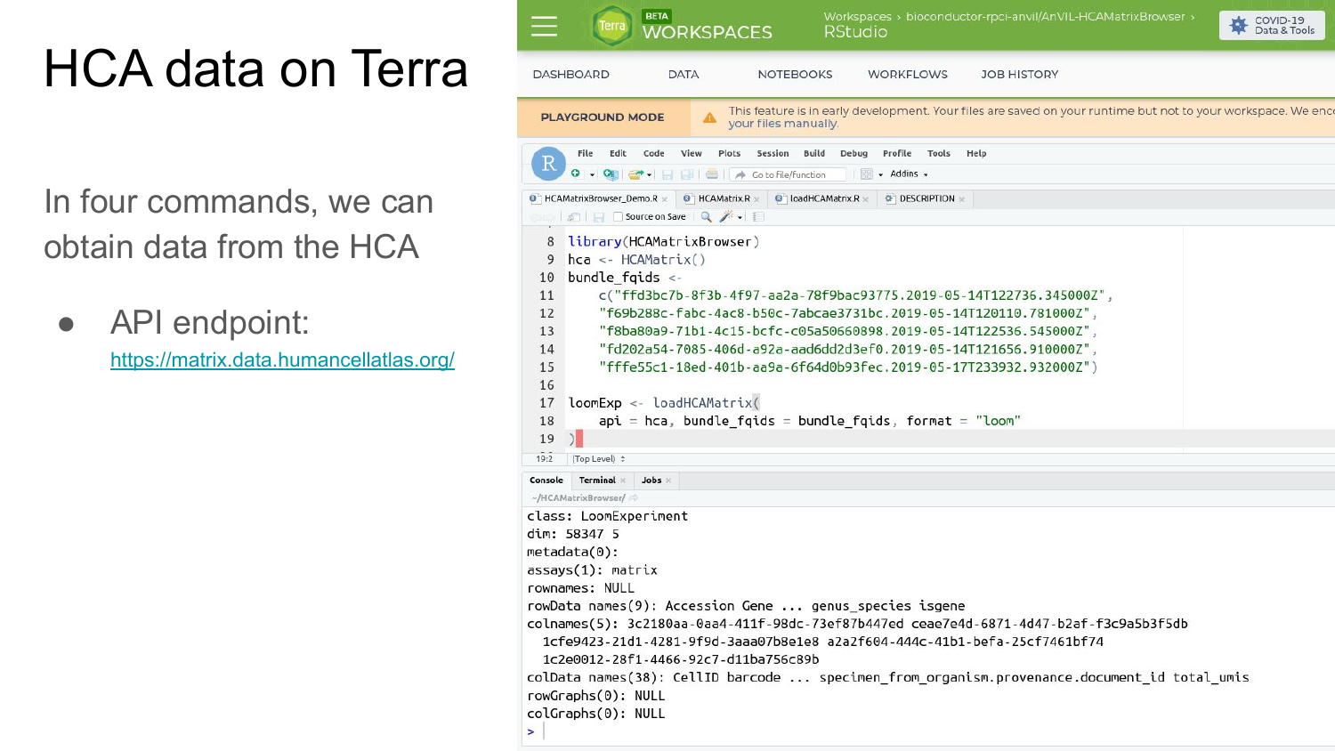# HCA data on Terra

In four commands, we can obtain data from the HCA

- API endpoint: https://matrix.data.humancellatlas.org/

```r
library(HCAMatrixBrowser)
hca <- HCAMatrix()
bundle_fqids <-
    c("ffd3bc7b-8f3b-4f97-aa2a-78f9bac93775.2019-05-14T122736.345000Z",
    "f69b288c-fabc-4ac8-b50c-7abcae3731bc.2019-05-14T120110.781000Z",
    "f8ba80a9-71b1-4c15-bcfc-c05a50660898.2019-05-14T122536.545000Z",
    "fd202a54-7085-406d-a92a-aad6dd2d3ef0.2019-05-14T121656.910000Z",
    "fffe55c1-18ed-401b-aa9a-6f64d0b93fec.2019-05-17T233932.932000Z")

loomExp <- loadHCAMatrix(
    api = hca, bundle_fqids = bundle_fqids, format = "loom"
)
```

```
class: LoomExperiment
dim: 58347 5
metadata(0):
assays(1): matrix
rownames: NULL
rowData names(9): Accession Gene ... genus_species isgene
colnames(5): 3c2180aa-0aa4-411f-98dc-73ef87b447ed ceae7e4d-6871-4d47-b2af-f3c9a5b3f5db
  1cfe9423-21d1-4281-9f9d-3aaa07b8e1e8 a2a2f604-444c-41b1-befa-25cf7461bf74
  1c2e0012-28f1-4466-92c7-d11ba756c89b
colData names(38): CellID barcode ... specimen_from_organism.provenance.document_id total_umis
rowGraphs(0): NULL
colGraphs(0): NULL
```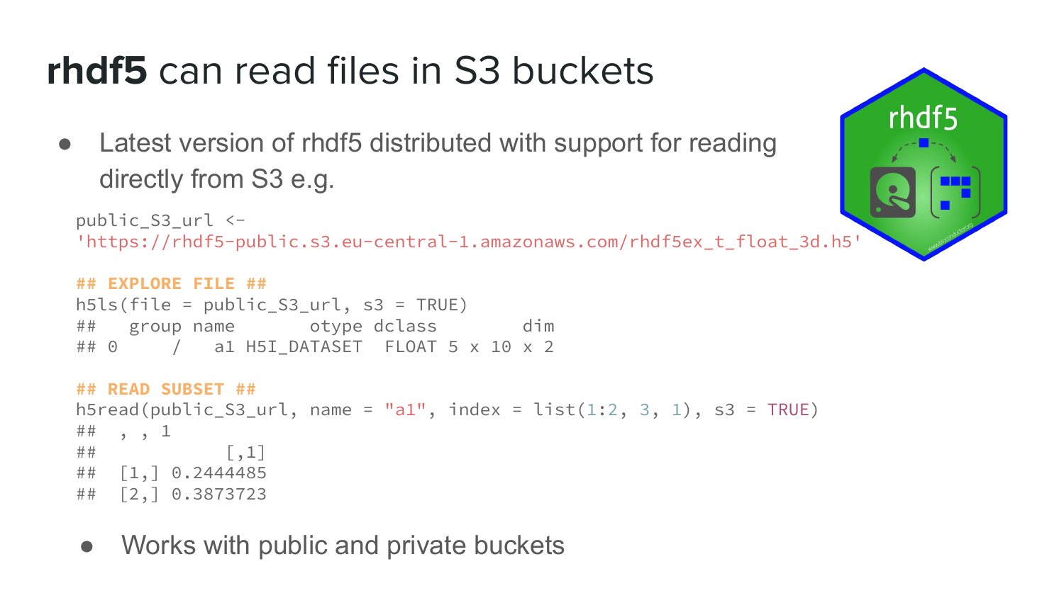# **rhdf5** can read files in S3 buckets

- Latest version of rhdf5 distributed with support for reading directly from S3 e.g.

```
public_S3_url <-
'https://rhdf5-public.s3.eu-central-1.amazonaws.com/rhdf5ex_t_float_3d.h5'

## EXPLORE FILE ##
h5ls(file = public_S3_url, s3 = TRUE)
##   group name       otype dclass        dim
## 0     /   a1 H5I_DATASET  FLOAT 5 x 10 x 2

## READ SUBSET ##
h5read(public_S3_url, name = "a1", index = list(1:2, 3, 1), s3 = TRUE)
##  , , 1
##            [,1]
##  [1,] 0.2444485
##  [2,] 0.3873723
```

- Works with public and private buckets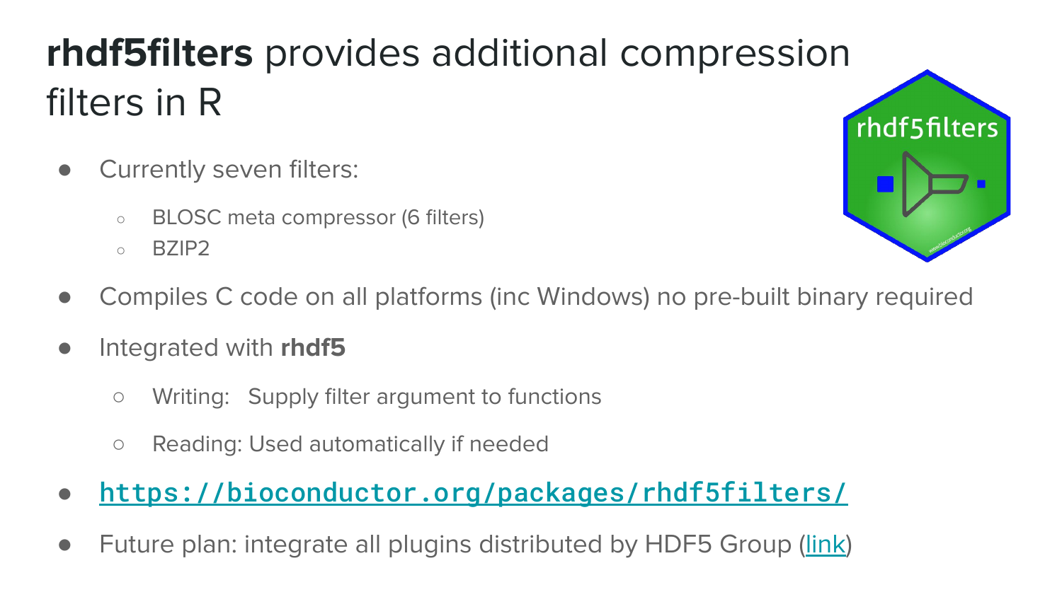# **rhdf5filters** provides additional compression filters in R

- Currently seven filters:
  - BLOSC meta compressor (6 filters)
  - BZIP2
- Compiles C code on all platforms (inc Windows) no pre-built binary required
- Integrated with **rhdf5**
  - Writing: Supply filter argument to functions
  - Reading: Used automatically if needed
- https://bioconductor.org/packages/rhdf5filters/
- Future plan: integrate all plugins distributed by HDF5 Group (link)